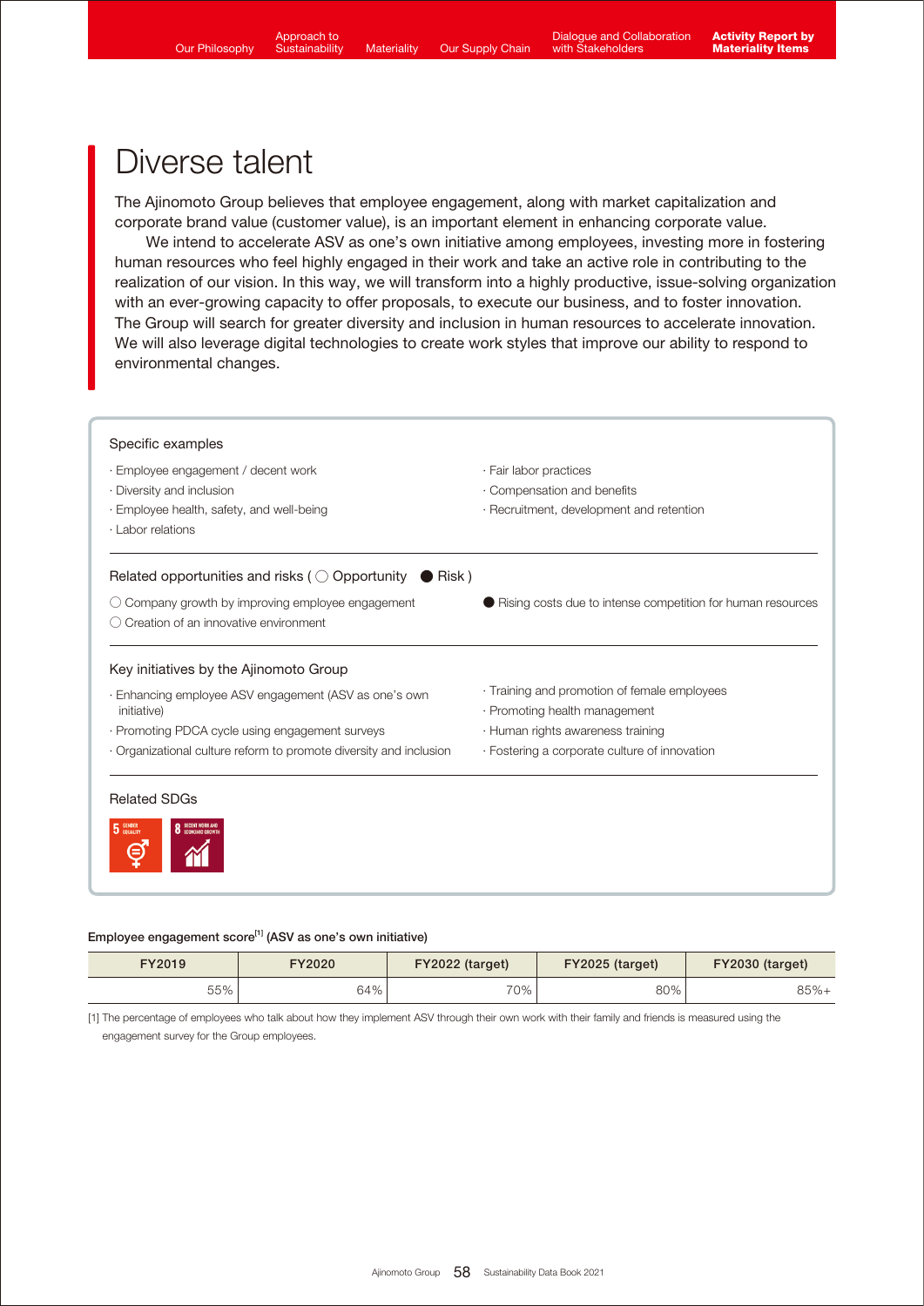# Diverse talent

The Ajinomoto Group believes that employee engagement, along with market capitalization and corporate brand value (customer value), is an important element in enhancing corporate value.

We intend to accelerate ASV as one's own initiative among employees, investing more in fostering human resources who feel highly engaged in their work and take an active role in contributing to the realization of our vision. In this way, we will transform into a highly productive, issue-solving organization with an ever-growing capacity to offer proposals, to execute our business, and to foster innovation. The Group will search for greater diversity and inclusion in human resources to accelerate innovation. We will also leverage digital technologies to create work styles that improve our ability to respond to environmental changes.

### Specific examples

- Employee engagement / decent work
- Diversity and inclusion
- Employee health, safety, and well-being
- Labor relations
- Fair labor practices
- Compensation and benefits
- Recruitment, development and retention

### Related opportunities and risks ( ○ Opportunity ● Risk )

○ Company growth by improving employee engagement
○ Creation of an innovative environment
● Rising costs due to intense competition for human resources

### Key initiatives by the Ajinomoto Group

- Enhancing employee ASV engagement (ASV as one's own initiative)
- Promoting PDCA cycle using engagement surveys
- Organizational culture reform to promote diversity and inclusion
- Training and promotion of female employees
- Promoting health management
- Human rights awareness training
- Fostering a corporate culture of innovation

### Related SDGs

5 GENDER EQUALITY
8 DECENT WORK AND ECONOMIC GROWTH

**Employee engagement score[1] (ASV as one's own initiative)**

| FY2019 | FY2020 | FY2022 (target) | FY2025 (target) | FY2030 (target) |
|---|---|---|---|---|
| 55% | 64% | 70% | 80% | 85%+ |

[1] The percentage of employees who talk about how they implement ASV through their own work with their family and friends is measured using the engagement survey for the Group employees.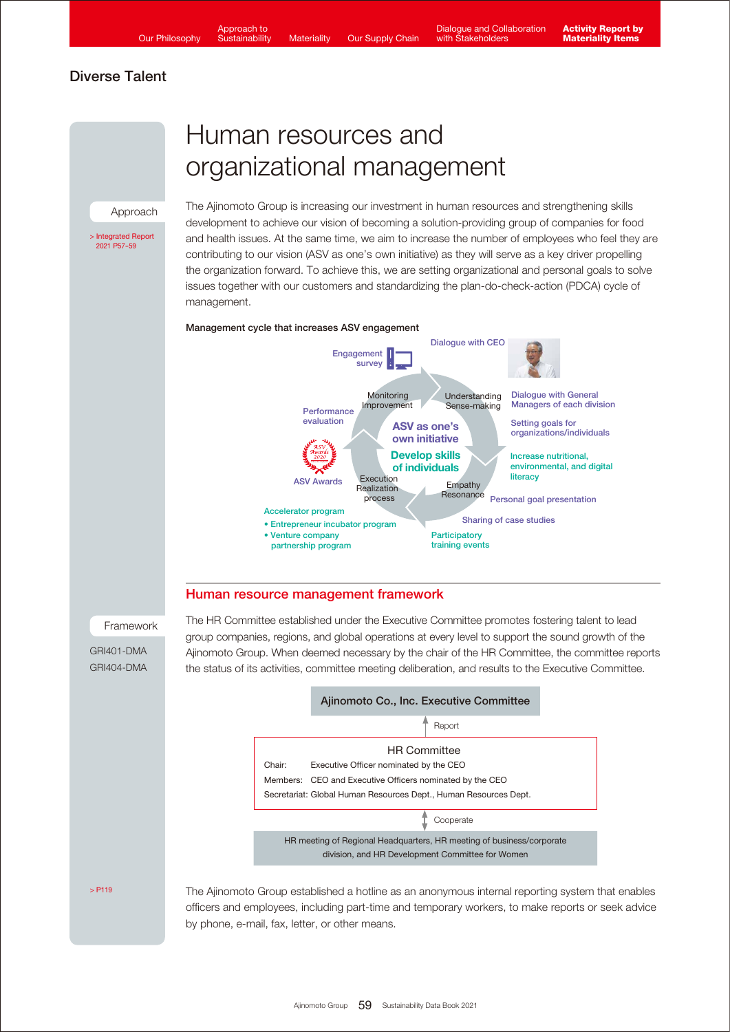## Diverse Talent

# Human resources and organizational management

Approach

> Integrated Report 2021 P57–59

The Ajinomoto Group is increasing our investment in human resources and strengthening skills development to achieve our vision of becoming a solution-providing group of companies for food and health issues. At the same time, we aim to increase the number of employees who feel they are contributing to our vision (ASV as one's own initiative) as they will serve as a key driver propelling the organization forward. To achieve this, we are setting organizational and personal goals to solve issues together with our customers and standardizing the plan-do-check-action (PDCA) cycle of management.

**Management cycle that increases ASV engagement**

Engagement survey

Dialogue with CEO

Monitoring Improvement

Understanding Sense-making

Dialogue with General Managers of each division

Setting goals for organizations/individuals

Increase nutritional, environmental, and digital literacy

Performance evaluation

ASV as one's own initiative

Develop skills of individuals

ASV Awards

Execution Realization process

Empathy Resonance

Personal goal presentation

Accelerator program
- Entrepreneur incubator program
- Venture company partnership program

Sharing of case studies

Participatory training events

## Human resource management framework

Framework

GRI401-DMA
GRI404-DMA

The HR Committee established under the Executive Committee promotes fostering talent to lead group companies, regions, and global operations at every level to support the sound growth of the Ajinomoto Group. When deemed necessary by the chair of the HR Committee, the committee reports the status of its activities, committee meeting deliberation, and results to the Executive Committee.

**Ajinomoto Co., Inc. Executive Committee**

↑ Report

**HR Committee**

Chair: Executive Officer nominated by the CEO

Members: CEO and Executive Officers nominated by the CEO

Secretariat: Global Human Resources Dept., Human Resources Dept.

↕ Cooperate

HR meeting of Regional Headquarters, HR meeting of business/corporate division, and HR Development Committee for Women

> P119

The Ajinomoto Group established a hotline as an anonymous internal reporting system that enables officers and employees, including part-time and temporary workers, to make reports or seek advice by phone, e-mail, fax, letter, or other means.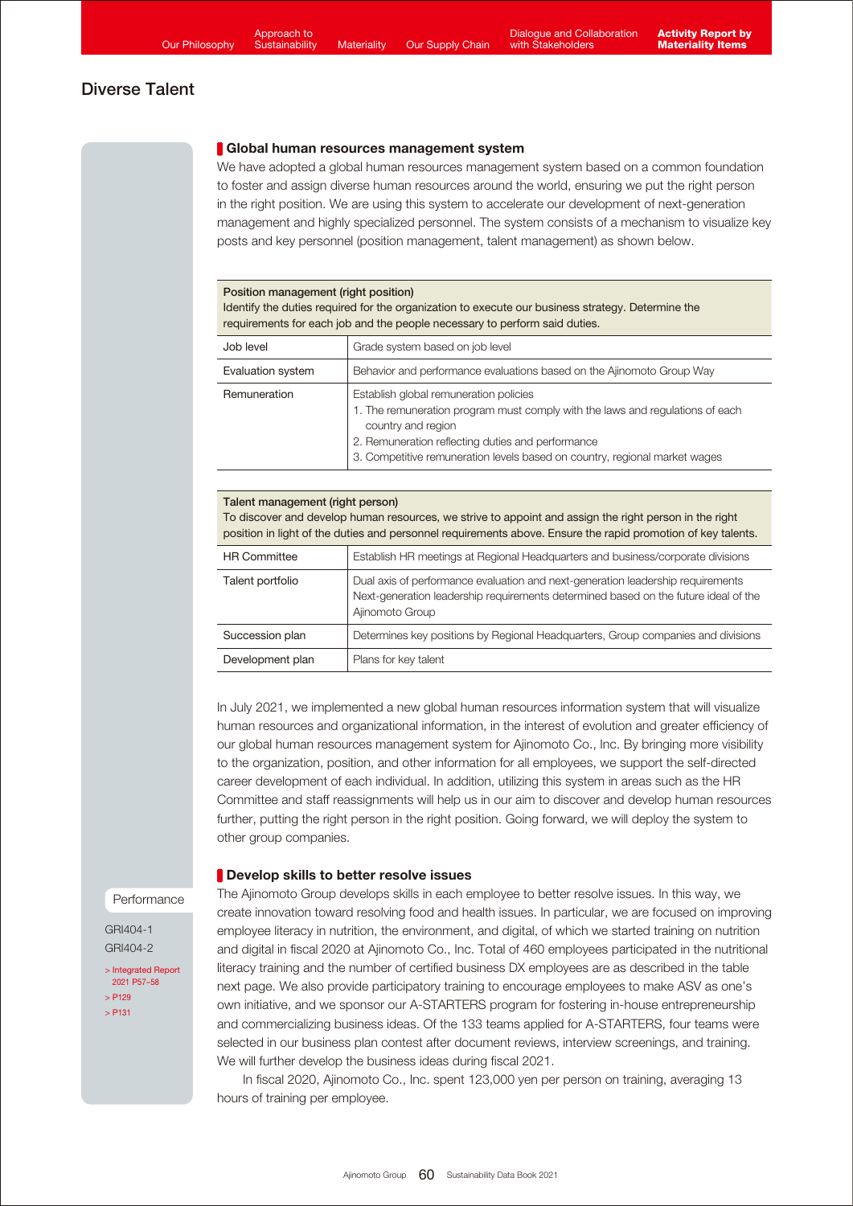## Diverse Talent

### Global human resources management system

We have adopted a global human resources management system based on a common foundation to foster and assign diverse human resources around the world, ensuring we put the right person in the right position. We are using this system to accelerate our development of next-generation management and highly specialized personnel. The system consists of a mechanism to visualize key posts and key personnel (position management, talent management) as shown below.

| Position management (right position)<br>Identify the duties required for the organization to execute our business strategy. Determine the requirements for each job and the people necessary to perform said duties. | |
|---|---|
| Job level | Grade system based on job level |
| Evaluation system | Behavior and performance evaluations based on the Ajinomoto Group Way |
| Remuneration | Establish global remuneration policies<br>1. The remuneration program must comply with the laws and regulations of each country and region<br>2. Remuneration reflecting duties and performance<br>3. Competitive remuneration levels based on country, regional market wages |

| Talent management (right person)<br>To discover and develop human resources, we strive to appoint and assign the right person in the right position in light of the duties and personnel requirements above. Ensure the rapid promotion of key talents. | |
|---|---|
| HR Committee | Establish HR meetings at Regional Headquarters and business/corporate divisions |
| Talent portfolio | Dual axis of performance evaluation and next-generation leadership requirements<br>Next-generation leadership requirements determined based on the future ideal of the Ajinomoto Group |
| Succession plan | Determines key positions by Regional Headquarters, Group companies and divisions |
| Development plan | Plans for key talent |

In July 2021, we implemented a new global human resources information system that will visualize human resources and organizational information, in the interest of evolution and greater efficiency of our global human resources management system for Ajinomoto Co., Inc. By bringing more visibility to the organization, position, and other information for all employees, we support the self-directed career development of each individual. In addition, utilizing this system in areas such as the HR Committee and staff reassignments will help us in our aim to discover and develop human resources further, putting the right person in the right position. Going forward, we will deploy the system to other group companies.

### Develop skills to better resolve issues

Performance

GRI404-1
GRI404-2

> Integrated Report 2021 P57–58
> P129
> P131

The Ajinomoto Group develops skills in each employee to better resolve issues. In this way, we create innovation toward resolving food and health issues. In particular, we are focused on improving employee literacy in nutrition, the environment, and digital, of which we started training on nutrition and digital in fiscal 2020 at Ajinomoto Co., Inc. Total of 460 employees participated in the nutritional literacy training and the number of certified business DX employees are as described in the table next page. We also provide participatory training to encourage employees to make ASV as one's own initiative, and we sponsor our A-STARTERS program for fostering in-house entrepreneurship and commercializing business ideas. Of the 133 teams applied for A-STARTERS, four teams were selected in our business plan contest after document reviews, interview screenings, and training. We will further develop the business ideas during fiscal 2021.

In fiscal 2020, Ajinomoto Co., Inc. spent 123,000 yen per person on training, averaging 13 hours of training per employee.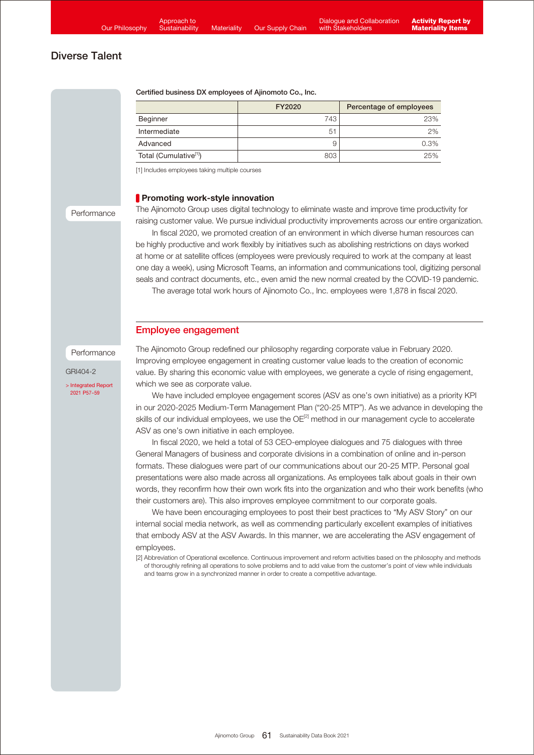## Diverse Talent

**Certified business DX employees of Ajinomoto Co., Inc.**

| | FY2020 | Percentage of employees |
|---|---|---|
| Beginner | 743 | 23% |
| Intermediate | 51 | 2% |
| Advanced | 9 | 0.3% |
| Total (Cumulative[1]) | 803 | 25% |

[1] Includes employees taking multiple courses

Performance

### Promoting work-style innovation

The Ajinomoto Group uses digital technology to eliminate waste and improve time productivity for raising customer value. We pursue individual productivity improvements across our entire organization.

In fiscal 2020, we promoted creation of an environment in which diverse human resources can be highly productive and work flexibly by initiatives such as abolishing restrictions on days worked at home or at satellite offices (employees were previously required to work at the company at least one day a week), using Microsoft Teams, an information and communications tool, digitizing personal seals and contract documents, etc., even amid the new normal created by the COVID-19 pandemic.

The average total work hours of Ajinomoto Co., Inc. employees were 1,878 in fiscal 2020.

## Employee engagement

Performance

GRI404-2

> Integrated Report 2021 P57–59

The Ajinomoto Group redefined our philosophy regarding corporate value in February 2020. Improving employee engagement in creating customer value leads to the creation of economic value. By sharing this economic value with employees, we generate a cycle of rising engagement, which we see as corporate value.

We have included employee engagement scores (ASV as one's own initiative) as a priority KPI in our 2020-2025 Medium-Term Management Plan ("20-25 MTP"). As we advance in developing the skills of our individual employees, we use the OE[2] method in our management cycle to accelerate ASV as one's own initiative in each employee.

In fiscal 2020, we held a total of 53 CEO-employee dialogues and 75 dialogues with three General Managers of business and corporate divisions in a combination of online and in-person formats. These dialogues were part of our communications about our 20-25 MTP. Personal goal presentations were also made across all organizations. As employees talk about goals in their own words, they reconfirm how their own work fits into the organization and who their work benefits (who their customers are). This also improves employee commitment to our corporate goals.

We have been encouraging employees to post their best practices to "My ASV Story" on our internal social media network, as well as commending particularly excellent examples of initiatives that embody ASV at the ASV Awards. In this manner, we are accelerating the ASV engagement of employees.

[2] Abbreviation of Operational excellence. Continuous improvement and reform activities based on the philosophy and methods of thoroughly refining all operations to solve problems and to add value from the customer's point of view while individuals and teams grow in a synchronized manner in order to create a competitive advantage.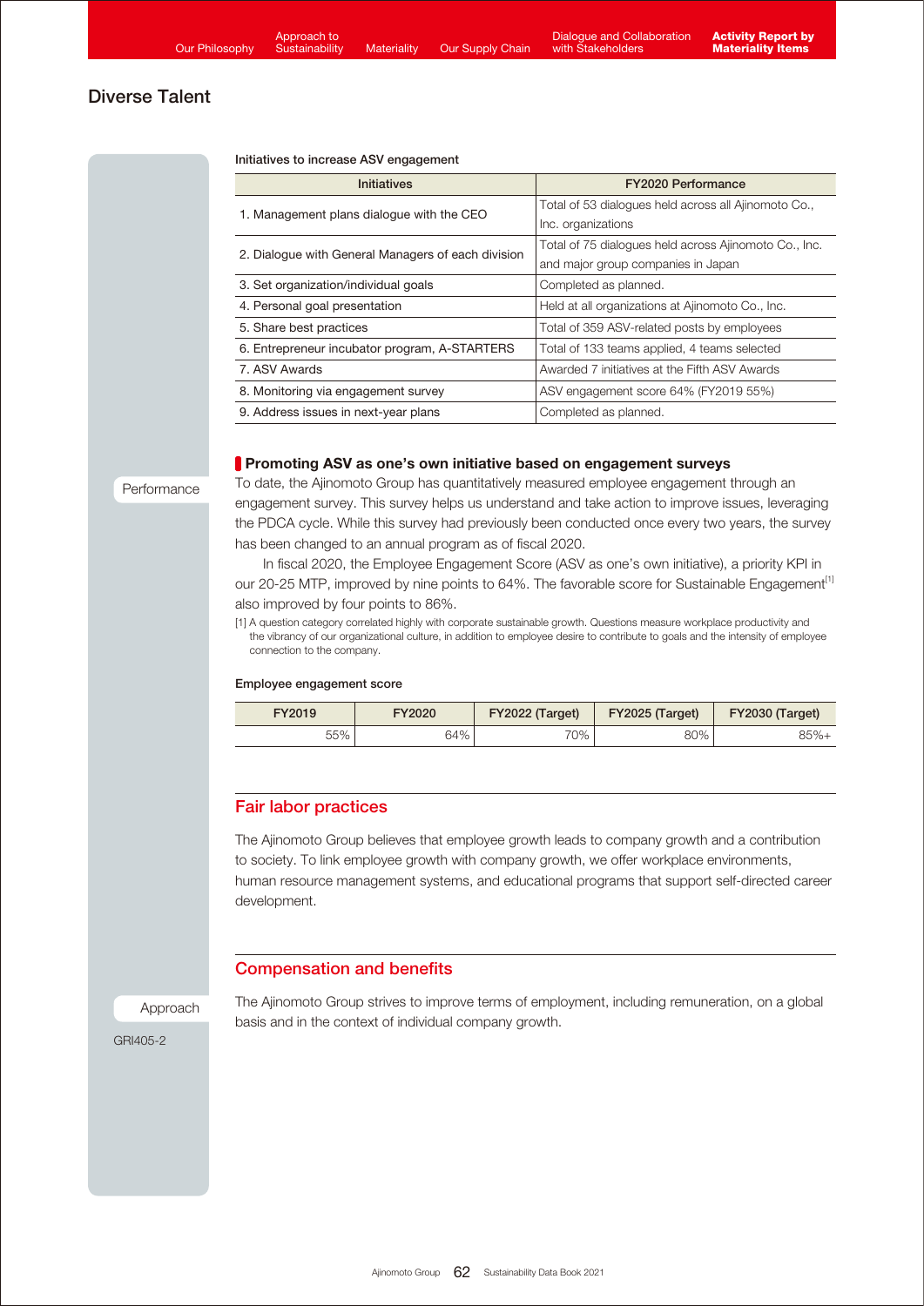## Diverse Talent

**Initiatives to increase ASV engagement**

| Initiatives | FY2020 Performance |
|---|---|
| 1. Management plans dialogue with the CEO | Total of 53 dialogues held across all Ajinomoto Co., Inc. organizations |
| 2. Dialogue with General Managers of each division | Total of 75 dialogues held across Ajinomoto Co., Inc. and major group companies in Japan |
| 3. Set organization/individual goals | Completed as planned. |
| 4. Personal goal presentation | Held at all organizations at Ajinomoto Co., Inc. |
| 5. Share best practices | Total of 359 ASV-related posts by employees |
| 6. Entrepreneur incubator program, A-STARTERS | Total of 133 teams applied, 4 teams selected |
| 7. ASV Awards | Awarded 7 initiatives at the Fifth ASV Awards |
| 8. Monitoring via engagement survey | ASV engagement score 64% (FY2019 55%) |
| 9. Address issues in next-year plans | Completed as planned. |

Performance

**Promoting ASV as one's own initiative based on engagement surveys**

To date, the Ajinomoto Group has quantitatively measured employee engagement through an engagement survey. This survey helps us understand and take action to improve issues, leveraging the PDCA cycle. While this survey had previously been conducted once every two years, the survey has been changed to an annual program as of fiscal 2020.

In fiscal 2020, the Employee Engagement Score (ASV as one's own initiative), a priority KPI in our 20-25 MTP, improved by nine points to 64%. The favorable score for Sustainable Engagement[1] also improved by four points to 86%.

[1] A question category correlated highly with corporate sustainable growth. Questions measure workplace productivity and the vibrancy of our organizational culture, in addition to employee desire to contribute to goals and the intensity of employee connection to the company.

**Employee engagement score**

| FY2019 | FY2020 | FY2022 (Target) | FY2025 (Target) | FY2030 (Target) |
|---|---|---|---|---|
| 55% | 64% | 70% | 80% | 85%+ |

### Fair labor practices

The Ajinomoto Group believes that employee growth leads to company growth and a contribution to society. To link employee growth with company growth, we offer workplace environments, human resource management systems, and educational programs that support self-directed career development.

### Compensation and benefits

Approach

GRI405-2

The Ajinomoto Group strives to improve terms of employment, including remuneration, on a global basis and in the context of individual company growth.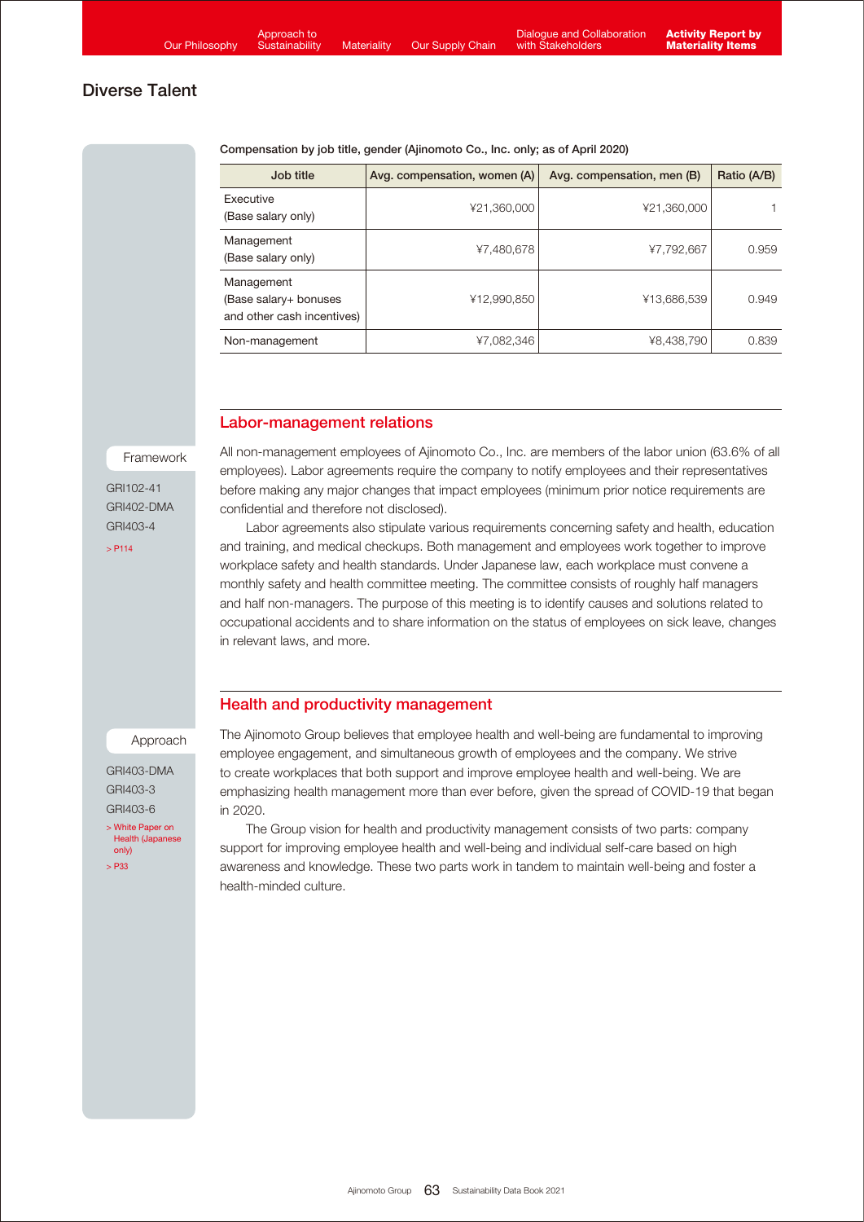## Diverse Talent

Compensation by job title, gender (Ajinomoto Co., Inc. only; as of April 2020)

| Job title | Avg. compensation, women (A) | Avg. compensation, men (B) | Ratio (A/B) |
|---|---|---|---|
| Executive (Base salary only) | ¥21,360,000 | ¥21,360,000 | 1 |
| Management (Base salary only) | ¥7,480,678 | ¥7,792,667 | 0.959 |
| Management (Base salary+ bonuses and other cash incentives) | ¥12,990,850 | ¥13,686,539 | 0.949 |
| Non-management | ¥7,082,346 | ¥8,438,790 | 0.839 |

### Labor-management relations

Framework

GRI102-41
GRI402-DMA
GRI403-4
> P114

All non-management employees of Ajinomoto Co., Inc. are members of the labor union (63.6% of all employees). Labor agreements require the company to notify employees and their representatives before making any major changes that impact employees (minimum prior notice requirements are confidential and therefore not disclosed).

Labor agreements also stipulate various requirements concerning safety and health, education and training, and medical checkups. Both management and employees work together to improve workplace safety and health standards. Under Japanese law, each workplace must convene a monthly safety and health committee meeting. The committee consists of roughly half managers and half non-managers. The purpose of this meeting is to identify causes and solutions related to occupational accidents and to share information on the status of employees on sick leave, changes in relevant laws, and more.

### Health and productivity management

Approach

GRI403-DMA
GRI403-3
GRI403-6
> White Paper on Health (Japanese only)
> P33

The Ajinomoto Group believes that employee health and well-being are fundamental to improving employee engagement, and simultaneous growth of employees and the company. We strive to create workplaces that both support and improve employee health and well-being. We are emphasizing health management more than ever before, given the spread of COVID-19 that began in 2020.

The Group vision for health and productivity management consists of two parts: company support for improving employee health and well-being and individual self-care based on high awareness and knowledge. These two parts work in tandem to maintain well-being and foster a health-minded culture.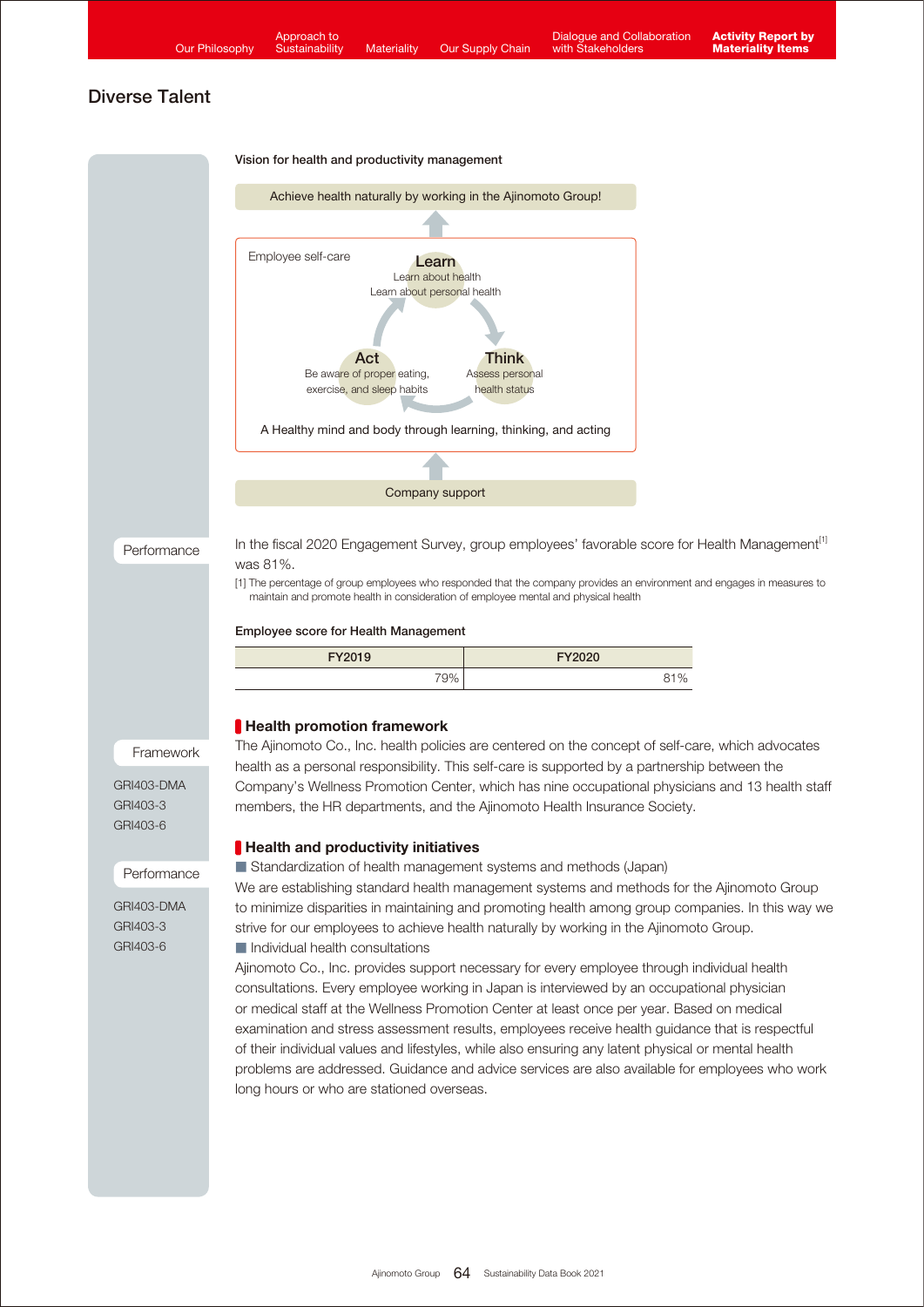## Diverse Talent

**Vision for health and productivity management**

Achieve health naturally by working in the Ajinomoto Group!

Employee self-care

**Learn**
Learn about health
Learn about personal health

**Think**
Assess personal health status

**Act**
Be aware of proper eating, exercise, and sleep habits

A Healthy mind and body through learning, thinking, and acting

Company support

Performance

In the fiscal 2020 Engagement Survey, group employees' favorable score for Health Management[1] was 81%.

[1] The percentage of group employees who responded that the company provides an environment and engages in measures to maintain and promote health in consideration of employee mental and physical health

**Employee score for Health Management**

| FY2019 | FY2020 |
|---|---|
| 79% | 81% |

### Health promotion framework

Framework

GRI403-DMA
GRI403-3
GRI403-6

The Ajinomoto Co., Inc. health policies are centered on the concept of self-care, which advocates health as a personal responsibility. This self-care is supported by a partnership between the Company's Wellness Promotion Center, which has nine occupational physicians and 13 health staff members, the HR departments, and the Ajinomoto Health Insurance Society.

### Health and productivity initiatives

Performance

GRI403-DMA
GRI403-3
GRI403-6

■ Standardization of health management systems and methods (Japan)

We are establishing standard health management systems and methods for the Ajinomoto Group to minimize disparities in maintaining and promoting health among group companies. In this way we strive for our employees to achieve health naturally by working in the Ajinomoto Group.

■ Individual health consultations

Ajinomoto Co., Inc. provides support necessary for every employee through individual health consultations. Every employee working in Japan is interviewed by an occupational physician or medical staff at the Wellness Promotion Center at least once per year. Based on medical examination and stress assessment results, employees receive health guidance that is respectful of their individual values and lifestyles, while also ensuring any latent physical or mental health problems are addressed. Guidance and advice services are also available for employees who work long hours or who are stationed overseas.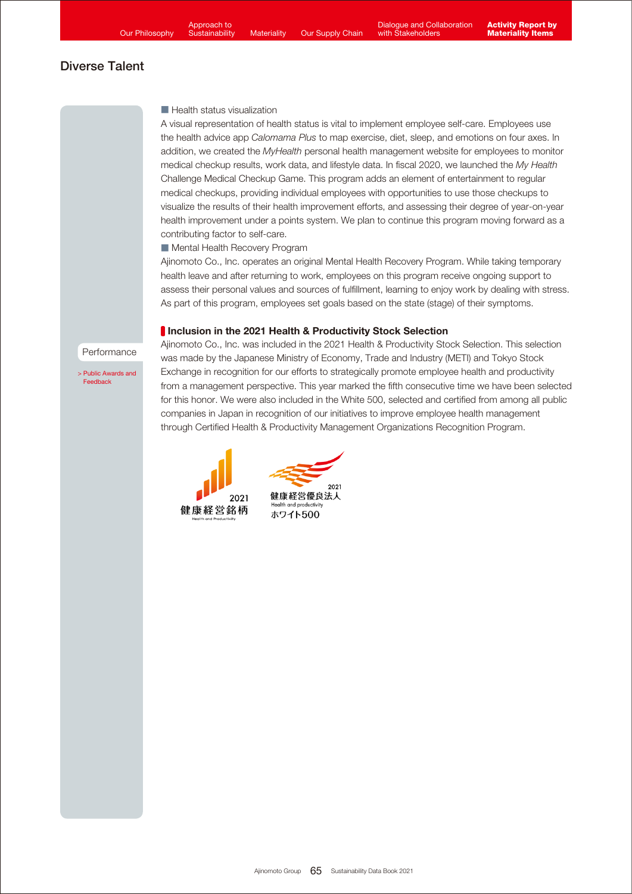## Diverse Talent

■ Health status visualization

A visual representation of health status is vital to implement employee self-care. Employees use the health advice app *Calomama Plus* to map exercise, diet, sleep, and emotions on four axes. In addition, we created the *MyHealth* personal health management website for employees to monitor medical checkup results, work data, and lifestyle data. In fiscal 2020, we launched the *My Health* Challenge Medical Checkup Game. This program adds an element of entertainment to regular medical checkups, providing individual employees with opportunities to use those checkups to visualize the results of their health improvement efforts, and assessing their degree of year-on-year health improvement under a points system. We plan to continue this program moving forward as a contributing factor to self-care.

■ Mental Health Recovery Program

Ajinomoto Co., Inc. operates an original Mental Health Recovery Program. While taking temporary health leave and after returning to work, employees on this program receive ongoing support to assess their personal values and sources of fulfillment, learning to enjoy work by dealing with stress. As part of this program, employees set goals based on the state (stage) of their symptoms.

### Inclusion in the 2021 Health & Productivity Stock Selection

Performance

> Public Awards and Feedback

Ajinomoto Co., Inc. was included in the 2021 Health & Productivity Stock Selection. This selection was made by the Japanese Ministry of Economy, Trade and Industry (METI) and Tokyo Stock Exchange in recognition for our efforts to strategically promote employee health and productivity from a management perspective. This year marked the fifth consecutive time we have been selected for this honor. We were also included in the White 500, selected and certified from among all public companies in Japan in recognition of our initiatives to improve employee health management through Certified Health & Productivity Management Organizations Recognition Program.

2021
健康経営銘柄
Health and Productivity

2021
健康経営優良法人
Health and productivity
ホワイト500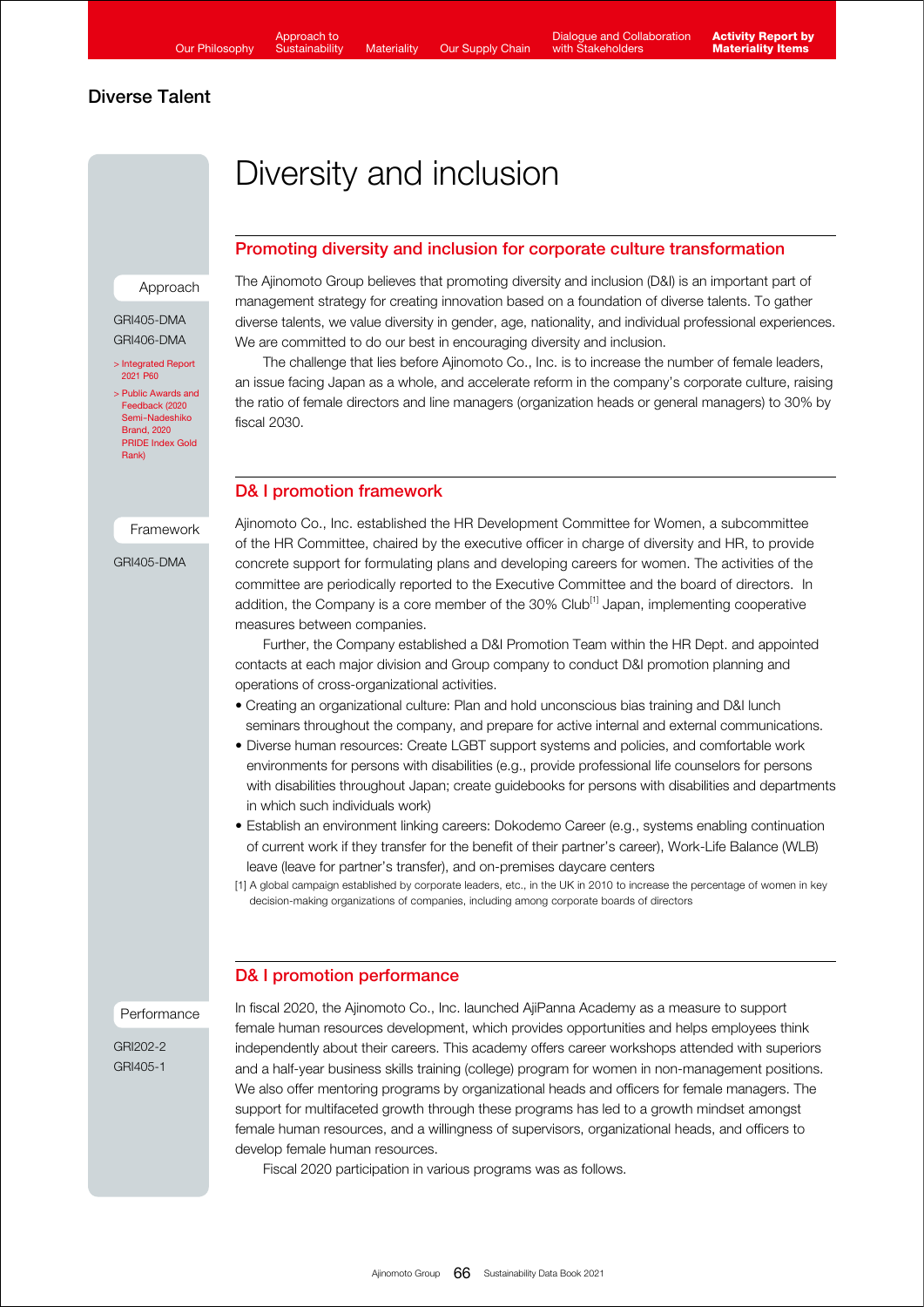## Diverse Talent

# Diversity and inclusion

## Promoting diversity and inclusion for corporate culture transformation

Approach

GRI405-DMA
GRI406-DMA

> Integrated Report 2021 P60

> Public Awards and Feedback (2020 Semi-Nadeshiko Brand, 2020 PRIDE Index Gold Rank)

The Ajinomoto Group believes that promoting diversity and inclusion (D&I) is an important part of management strategy for creating innovation based on a foundation of diverse talents. To gather diverse talents, we value diversity in gender, age, nationality, and individual professional experiences. We are committed to do our best in encouraging diversity and inclusion.

The challenge that lies before Ajinomoto Co., Inc. is to increase the number of female leaders, an issue facing Japan as a whole, and accelerate reform in the company's corporate culture, raising the ratio of female directors and line managers (organization heads or general managers) to 30% by fiscal 2030.

## D& I promotion framework

Framework

GRI405-DMA

Ajinomoto Co., Inc. established the HR Development Committee for Women, a subcommittee of the HR Committee, chaired by the executive officer in charge of diversity and HR, to provide concrete support for formulating plans and developing careers for women. The activities of the committee are periodically reported to the Executive Committee and the board of directors. In addition, the Company is a core member of the 30% Club[1] Japan, implementing cooperative measures between companies.

Further, the Company established a D&I Promotion Team within the HR Dept. and appointed contacts at each major division and Group company to conduct D&I promotion planning and operations of cross-organizational activities.

- Creating an organizational culture: Plan and hold unconscious bias training and D&I lunch seminars throughout the company, and prepare for active internal and external communications.
- Diverse human resources: Create LGBT support systems and policies, and comfortable work environments for persons with disabilities (e.g., provide professional life counselors for persons with disabilities throughout Japan; create guidebooks for persons with disabilities and departments in which such individuals work)
- Establish an environment linking careers: Dokodemo Career (e.g., systems enabling continuation of current work if they transfer for the benefit of their partner's career), Work-Life Balance (WLB) leave (leave for partner's transfer), and on-premises daycare centers

[1] A global campaign established by corporate leaders, etc., in the UK in 2010 to increase the percentage of women in key decision-making organizations of companies, including among corporate boards of directors

## D& I promotion performance

Performance

GRI202-2
GRI405-1

In fiscal 2020, the Ajinomoto Co., Inc. launched AjiPanna Academy as a measure to support female human resources development, which provides opportunities and helps employees think independently about their careers. This academy offers career workshops attended with superiors and a half-year business skills training (college) program for women in non-management positions. We also offer mentoring programs by organizational heads and officers for female managers. The support for multifaceted growth through these programs has led to a growth mindset amongst female human resources, and a willingness of supervisors, organizational heads, and officers to develop female human resources.

Fiscal 2020 participation in various programs was as follows.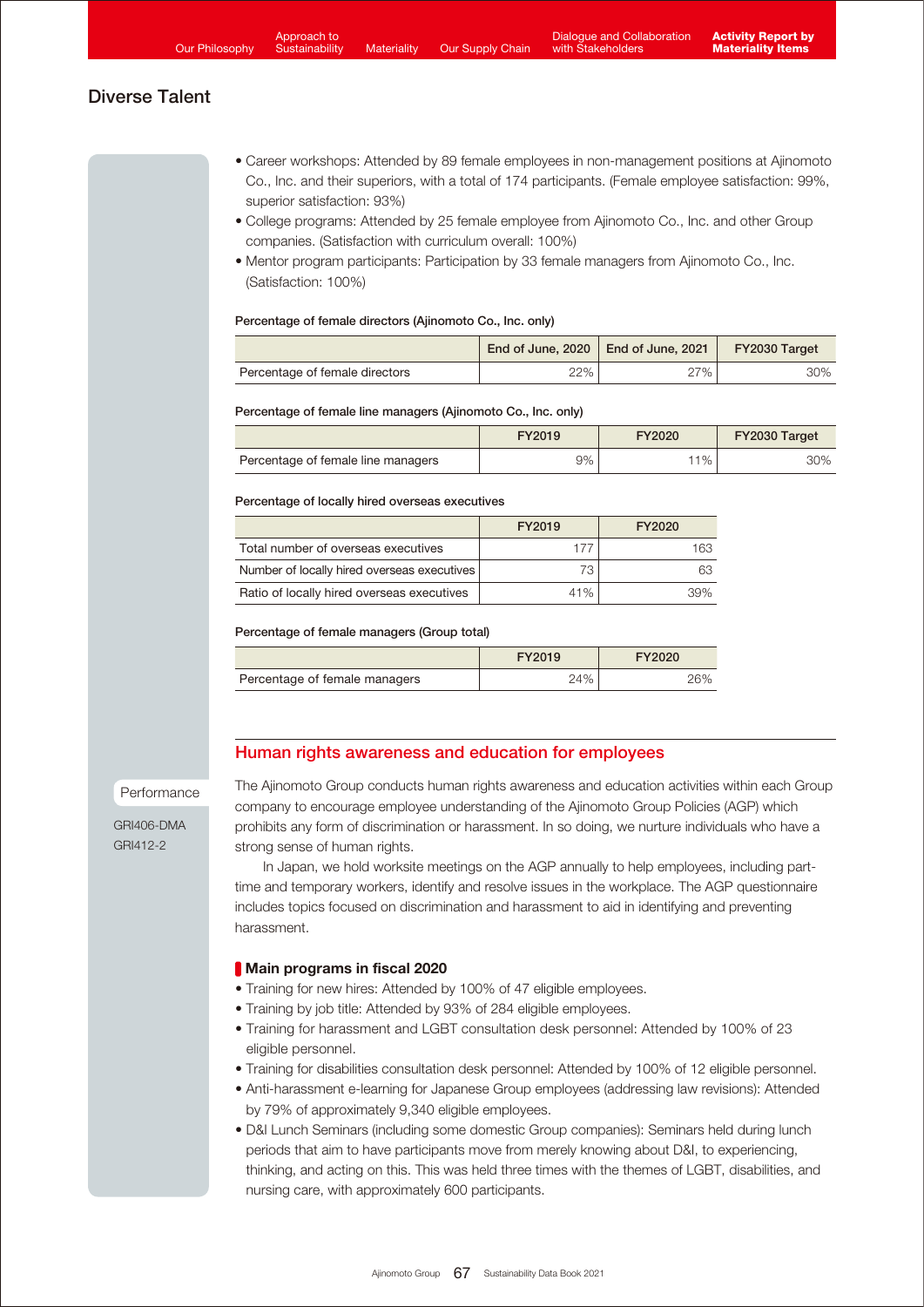## Diverse Talent

- Career workshops: Attended by 89 female employees in non-management positions at Ajinomoto Co., Inc. and their superiors, with a total of 174 participants. (Female employee satisfaction: 99%, superior satisfaction: 93%)
- College programs: Attended by 25 female employee from Ajinomoto Co., Inc. and other Group companies. (Satisfaction with curriculum overall: 100%)
- Mentor program participants: Participation by 33 female managers from Ajinomoto Co., Inc. (Satisfaction: 100%)

**Percentage of female directors (Ajinomoto Co., Inc. only)**

| | End of June, 2020 | End of June, 2021 | FY2030 Target |
|---|---|---|---|
| Percentage of female directors | 22% | 27% | 30% |

**Percentage of female line managers (Ajinomoto Co., Inc. only)**

| | FY2019 | FY2020 | FY2030 Target |
|---|---|---|---|
| Percentage of female line managers | 9% | 11% | 30% |

**Percentage of locally hired overseas executives**

| | FY2019 | FY2020 |
|---|---|---|
| Total number of overseas executives | 177 | 163 |
| Number of locally hired overseas executives | 73 | 63 |
| Ratio of locally hired overseas executives | 41% | 39% |

**Percentage of female managers (Group total)**

| | FY2019 | FY2020 |
|---|---|---|
| Percentage of female managers | 24% | 26% |

## Human rights awareness and education for employees

Performance

GRI406-DMA
GRI412-2

The Ajinomoto Group conducts human rights awareness and education activities within each Group company to encourage employee understanding of the Ajinomoto Group Policies (AGP) which prohibits any form of discrimination or harassment. In so doing, we nurture individuals who have a strong sense of human rights.

In Japan, we hold worksite meetings on the AGP annually to help employees, including part-time and temporary workers, identify and resolve issues in the workplace. The AGP questionnaire includes topics focused on discrimination and harassment to aid in identifying and preventing harassment.

### Main programs in fiscal 2020

- Training for new hires: Attended by 100% of 47 eligible employees.
- Training by job title: Attended by 93% of 284 eligible employees.
- Training for harassment and LGBT consultation desk personnel: Attended by 100% of 23 eligible personnel.
- Training for disabilities consultation desk personnel: Attended by 100% of 12 eligible personnel.
- Anti-harassment e-learning for Japanese Group employees (addressing law revisions): Attended by 79% of approximately 9,340 eligible employees.
- D&I Lunch Seminars (including some domestic Group companies): Seminars held during lunch periods that aim to have participants move from merely knowing about D&I, to experiencing, thinking, and acting on this. This was held three times with the themes of LGBT, disabilities, and nursing care, with approximately 600 participants.